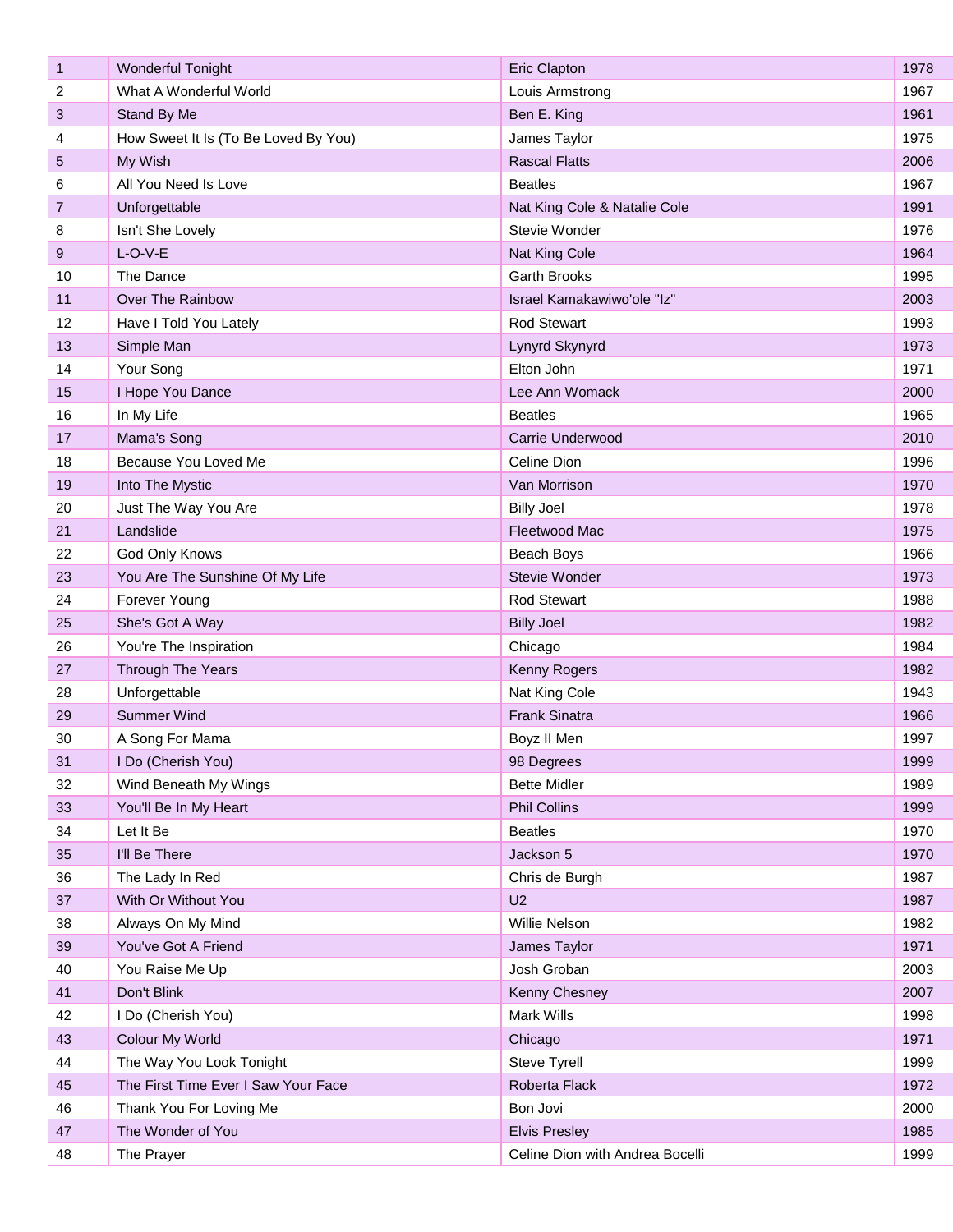| 1 | Wonderful Tonight | Eric Clapton | 1978 |
|---|---|---|---|
| 2 | What A Wonderful World | Louis Armstrong | 1967 |
| 3 | Stand By Me | Ben E. King | 1961 |
| 4 | How Sweet It Is (To Be Loved By You) | James Taylor | 1975 |
| 5 | My Wish | Rascal Flatts | 2006 |
| 6 | All You Need Is Love | Beatles | 1967 |
| 7 | Unforgettable | Nat King Cole & Natalie Cole | 1991 |
| 8 | Isn't She Lovely | Stevie Wonder | 1976 |
| 9 | L-O-V-E | Nat King Cole | 1964 |
| 10 | The Dance | Garth Brooks | 1995 |
| 11 | Over The Rainbow | Israel Kamakawiwo'ole "Iz" | 2003 |
| 12 | Have I Told You Lately | Rod Stewart | 1993 |
| 13 | Simple Man | Lynyrd Skynyrd | 1973 |
| 14 | Your Song | Elton John | 1971 |
| 15 | I Hope You Dance | Lee Ann Womack | 2000 |
| 16 | In My Life | Beatles | 1965 |
| 17 | Mama's Song | Carrie Underwood | 2010 |
| 18 | Because You Loved Me | Celine Dion | 1996 |
| 19 | Into The Mystic | Van Morrison | 1970 |
| 20 | Just The Way You Are | Billy Joel | 1978 |
| 21 | Landslide | Fleetwood Mac | 1975 |
| 22 | God Only Knows | Beach Boys | 1966 |
| 23 | You Are The Sunshine Of My Life | Stevie Wonder | 1973 |
| 24 | Forever Young | Rod Stewart | 1988 |
| 25 | She's Got A Way | Billy Joel | 1982 |
| 26 | You're The Inspiration | Chicago | 1984 |
| 27 | Through The Years | Kenny Rogers | 1982 |
| 28 | Unforgettable | Nat King Cole | 1943 |
| 29 | Summer Wind | Frank Sinatra | 1966 |
| 30 | A Song For Mama | Boyz II Men | 1997 |
| 31 | I Do (Cherish You) | 98 Degrees | 1999 |
| 32 | Wind Beneath My Wings | Bette Midler | 1989 |
| 33 | You'll Be In My Heart | Phil Collins | 1999 |
| 34 | Let It Be | Beatles | 1970 |
| 35 | I'll Be There | Jackson 5 | 1970 |
| 36 | The Lady In Red | Chris de Burgh | 1987 |
| 37 | With Or Without You | U2 | 1987 |
| 38 | Always On My Mind | Willie Nelson | 1982 |
| 39 | You've Got A Friend | James Taylor | 1971 |
| 40 | You Raise Me Up | Josh Groban | 2003 |
| 41 | Don't Blink | Kenny Chesney | 2007 |
| 42 | I Do (Cherish You) | Mark Wills | 1998 |
| 43 | Colour My World | Chicago | 1971 |
| 44 | The Way You Look Tonight | Steve Tyrell | 1999 |
| 45 | The First Time Ever I Saw Your Face | Roberta Flack | 1972 |
| 46 | Thank You For Loving Me | Bon Jovi | 2000 |
| 47 | The Wonder of You | Elvis Presley | 1985 |
| 48 | The Prayer | Celine Dion with Andrea Bocelli | 1999 |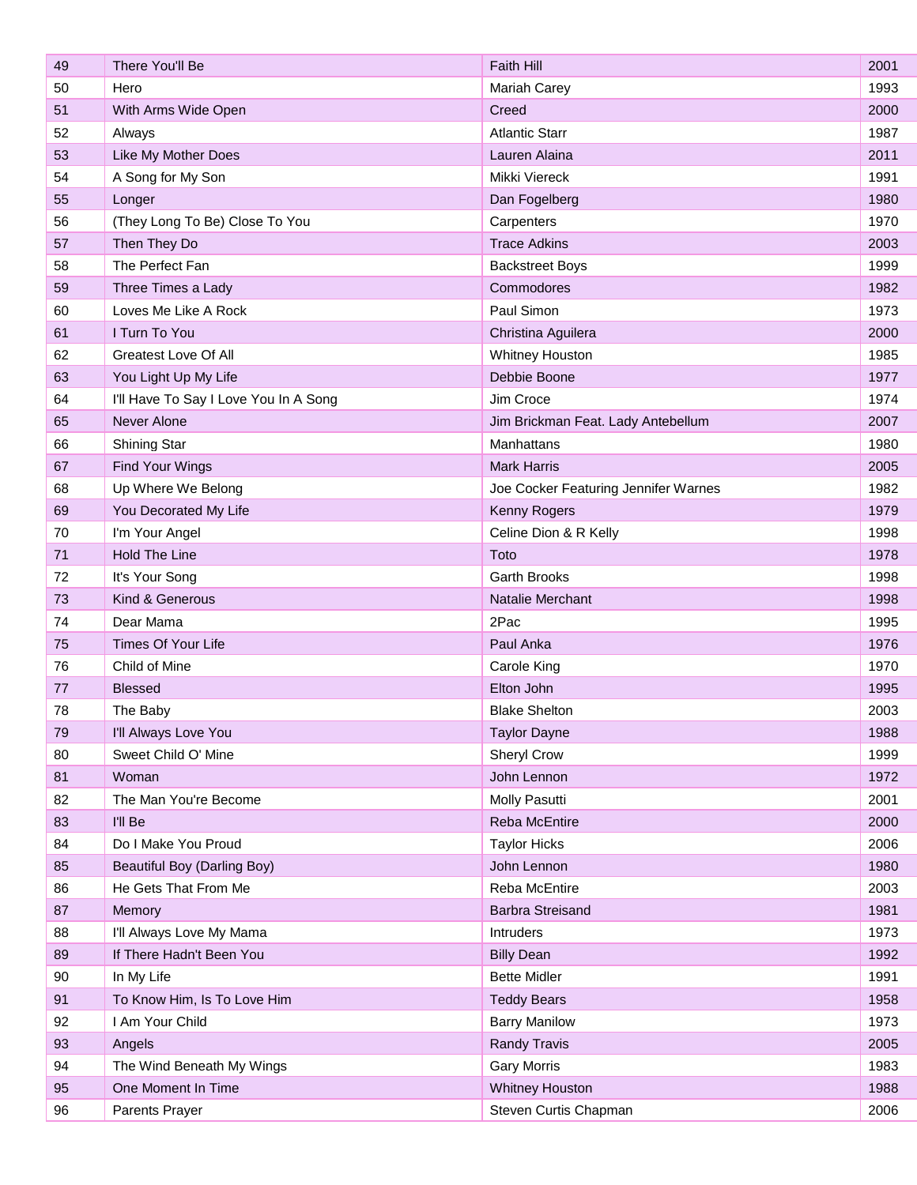| | | | |
|---|---|---|---|
| 49 | There You'll Be | Faith Hill | 2001 |
| 50 | Hero | Mariah Carey | 1993 |
| 51 | With Arms Wide Open | Creed | 2000 |
| 52 | Always | Atlantic Starr | 1987 |
| 53 | Like My Mother Does | Lauren Alaina | 2011 |
| 54 | A Song for My Son | Mikki Viereck | 1991 |
| 55 | Longer | Dan Fogelberg | 1980 |
| 56 | (They Long To Be) Close To You | Carpenters | 1970 |
| 57 | Then They Do | Trace Adkins | 2003 |
| 58 | The Perfect Fan | Backstreet Boys | 1999 |
| 59 | Three Times a Lady | Commodores | 1982 |
| 60 | Loves Me Like A Rock | Paul Simon | 1973 |
| 61 | I Turn To You | Christina Aguilera | 2000 |
| 62 | Greatest Love Of All | Whitney Houston | 1985 |
| 63 | You Light Up My Life | Debbie Boone | 1977 |
| 64 | I'll Have To Say I Love You In A Song | Jim Croce | 1974 |
| 65 | Never Alone | Jim Brickman Feat. Lady Antebellum | 2007 |
| 66 | Shining Star | Manhattans | 1980 |
| 67 | Find Your Wings | Mark Harris | 2005 |
| 68 | Up Where We Belong | Joe Cocker Featuring Jennifer Warnes | 1982 |
| 69 | You Decorated My Life | Kenny Rogers | 1979 |
| 70 | I'm Your Angel | Celine Dion & R Kelly | 1998 |
| 71 | Hold The Line | Toto | 1978 |
| 72 | It's Your Song | Garth Brooks | 1998 |
| 73 | Kind & Generous | Natalie Merchant | 1998 |
| 74 | Dear Mama | 2Pac | 1995 |
| 75 | Times Of Your Life | Paul Anka | 1976 |
| 76 | Child of Mine | Carole King | 1970 |
| 77 | Blessed | Elton John | 1995 |
| 78 | The Baby | Blake Shelton | 2003 |
| 79 | I'll Always Love You | Taylor Dayne | 1988 |
| 80 | Sweet Child O' Mine | Sheryl Crow | 1999 |
| 81 | Woman | John Lennon | 1972 |
| 82 | The Man You're Become | Molly Pasutti | 2001 |
| 83 | I'll Be | Reba McEntire | 2000 |
| 84 | Do I Make You Proud | Taylor Hicks | 2006 |
| 85 | Beautiful Boy (Darling Boy) | John Lennon | 1980 |
| 86 | He Gets That From Me | Reba McEntire | 2003 |
| 87 | Memory | Barbra Streisand | 1981 |
| 88 | I'll Always Love My Mama | Intruders | 1973 |
| 89 | If There Hadn't Been You | Billy Dean | 1992 |
| 90 | In My Life | Bette Midler | 1991 |
| 91 | To Know Him, Is To Love Him | Teddy Bears | 1958 |
| 92 | I Am Your Child | Barry Manilow | 1973 |
| 93 | Angels | Randy Travis | 2005 |
| 94 | The Wind Beneath My Wings | Gary Morris | 1983 |
| 95 | One Moment In Time | Whitney Houston | 1988 |
| 96 | Parents Prayer | Steven Curtis Chapman | 2006 |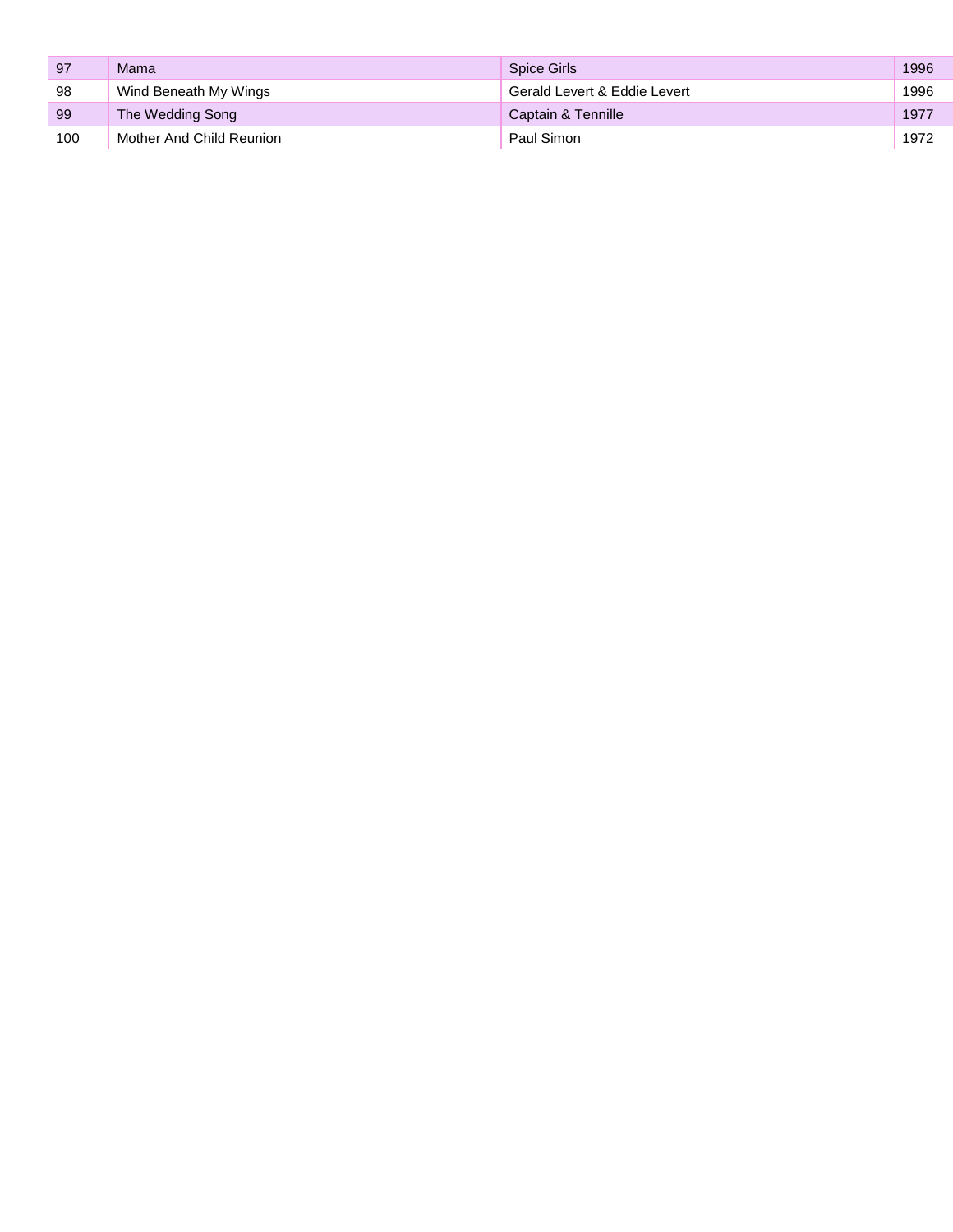| | | | |
|---|---|---|---|
| 97 | Mama | Spice Girls | 1996 |
| 98 | Wind Beneath My Wings | Gerald Levert & Eddie Levert | 1996 |
| 99 | The Wedding Song | Captain & Tennille | 1977 |
| 100 | Mother And Child Reunion | Paul Simon | 1972 |